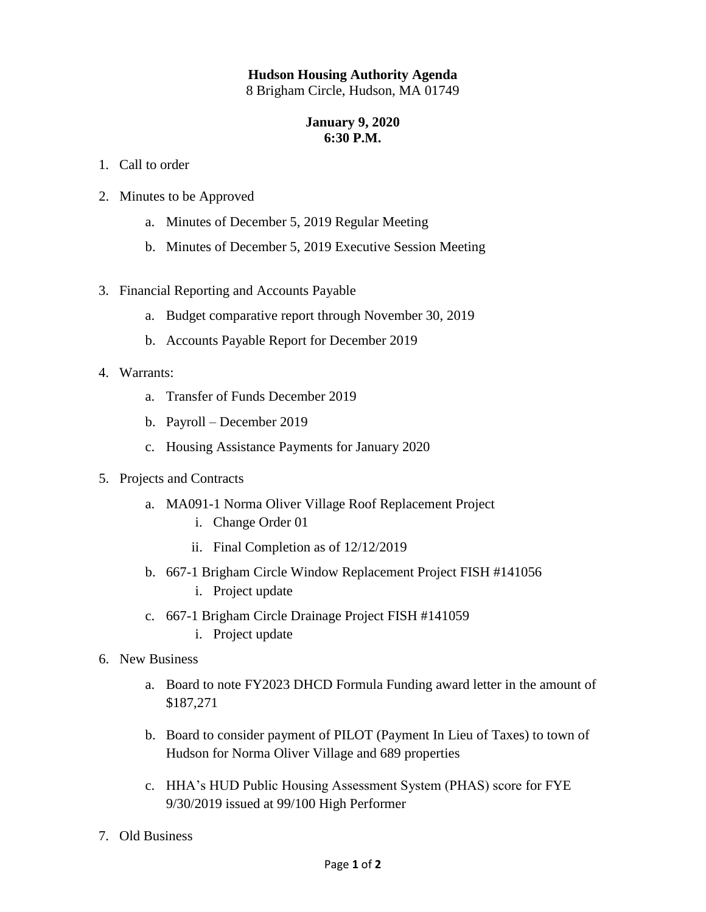**Hudson Housing Authority Agenda**
8 Brigham Circle, Hudson, MA 01749

**January 9, 2020**
**6:30 P.M.**

1. Call to order

2. Minutes to be Approved
   a. Minutes of December 5, 2019 Regular Meeting
   b. Minutes of December 5, 2019 Executive Session Meeting

3. Financial Reporting and Accounts Payable
   a. Budget comparative report through November 30, 2019
   b. Accounts Payable Report for December 2019

4. Warrants:
   a. Transfer of Funds December 2019
   b. Payroll – December 2019
   c. Housing Assistance Payments for January 2020

5. Projects and Contracts
   a. MA091-1 Norma Oliver Village Roof Replacement Project
      i. Change Order 01
      ii. Final Completion as of 12/12/2019
   b. 667-1 Brigham Circle Window Replacement Project FISH #141056
      i. Project update
   c. 667-1 Brigham Circle Drainage Project FISH #141059
      i. Project update

6. New Business
   a. Board to note FY2023 DHCD Formula Funding award letter in the amount of $187,271
   b. Board to consider payment of PILOT (Payment In Lieu of Taxes) to town of Hudson for Norma Oliver Village and 689 properties
   c. HHA's HUD Public Housing Assessment System (PHAS) score for FYE 9/30/2019 issued at 99/100 High Performer

7. Old Business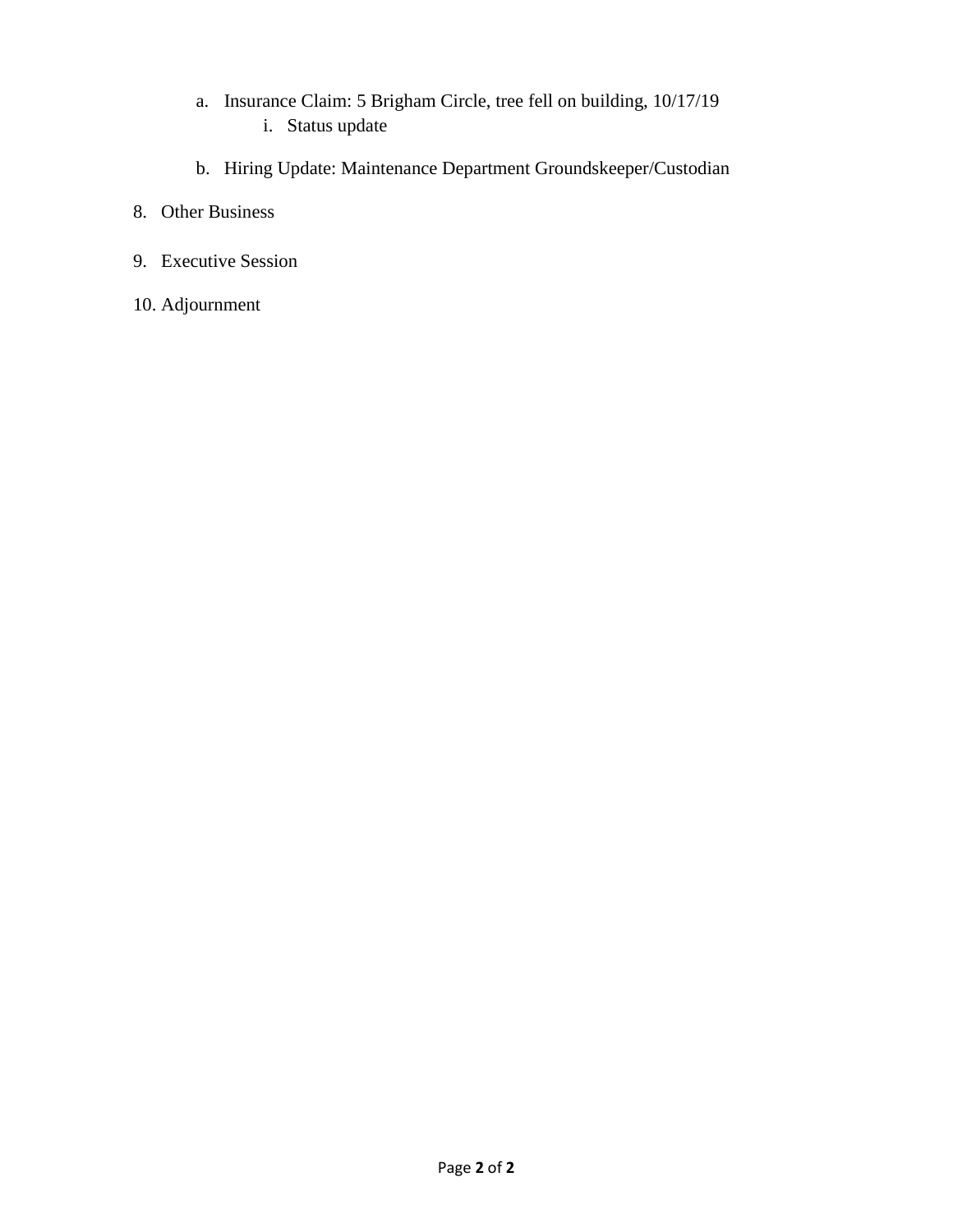a. Insurance Claim: 5 Brigham Circle, tree fell on building, 10/17/19
      i. Status update

   b. Hiring Update: Maintenance Department Groundskeeper/Custodian

8. Other Business

9. Executive Session

10. Adjournment